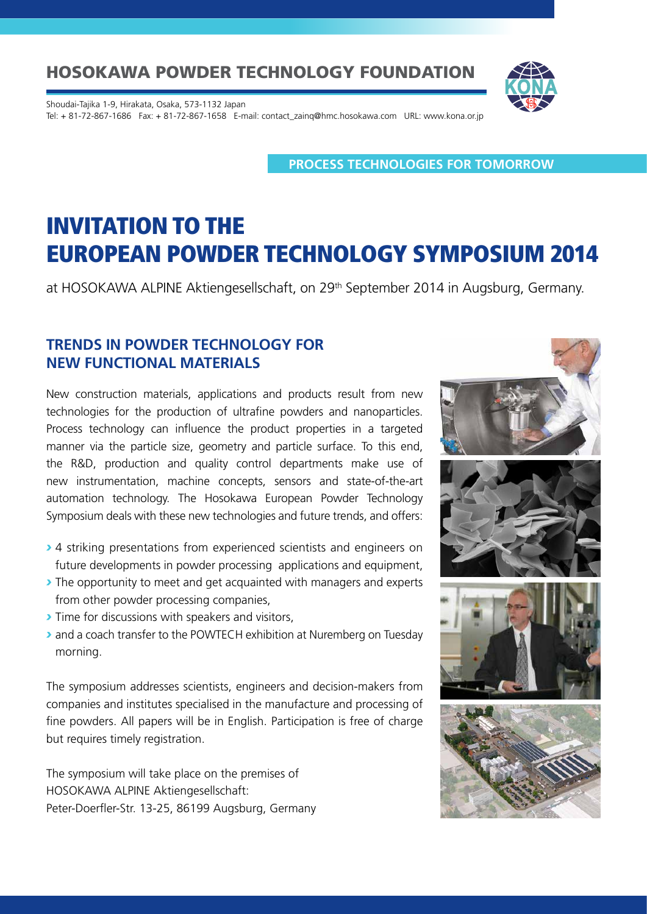## HOSOKAWA POWDER TECHNOLOGY FOUNDATION

Shoudai-Tajika 1-9, Hirakata, Osaka, 573-1132 Japan
Tel: + 81-72-867-1686 Fax: + 81-72-867-1658 E-mail: contact_zainq@hmc.hosokawa.com URL: www.kona.or.jp

**PROCESS TECHNOLOGIES FOR TOMORROW**

# INVITATION TO THE EUROPEAN POWDER TECHNOLOGY SYMPOSIUM 2014

at HOSOKAWA ALPINE Aktiengesellschaft, on 29th September 2014 in Augsburg, Germany.

### TRENDS IN POWDER TECHNOLOGY FOR NEW FUNCTIONAL MATERIALS

New construction materials, applications and products result from new technologies for the production of ultrafine powders and nanoparticles. Process technology can influence the product properties in a targeted manner via the particle size, geometry and particle surface. To this end, the R&D, production and quality control departments make use of new instrumentation, machine concepts, sensors and state-of-the-art automation technology. The Hosokawa European Powder Technology Symposium deals with these new technologies and future trends, and offers:

- 4 striking presentations from experienced scientists and engineers on future developments in powder processing applications and equipment,
- The opportunity to meet and get acquainted with managers and experts from other powder processing companies,
- Time for discussions with speakers and visitors,
- and a coach transfer to the POWTECH exhibition at Nuremberg on Tuesday morning.

The symposium addresses scientists, engineers and decision-makers from companies and institutes specialised in the manufacture and processing of fine powders. All papers will be in English. Participation is free of charge but requires timely registration.

The symposium will take place on the premises of
HOSOKAWA ALPINE Aktiengesellschaft:
Peter-Doerfler-Str. 13-25, 86199 Augsburg, Germany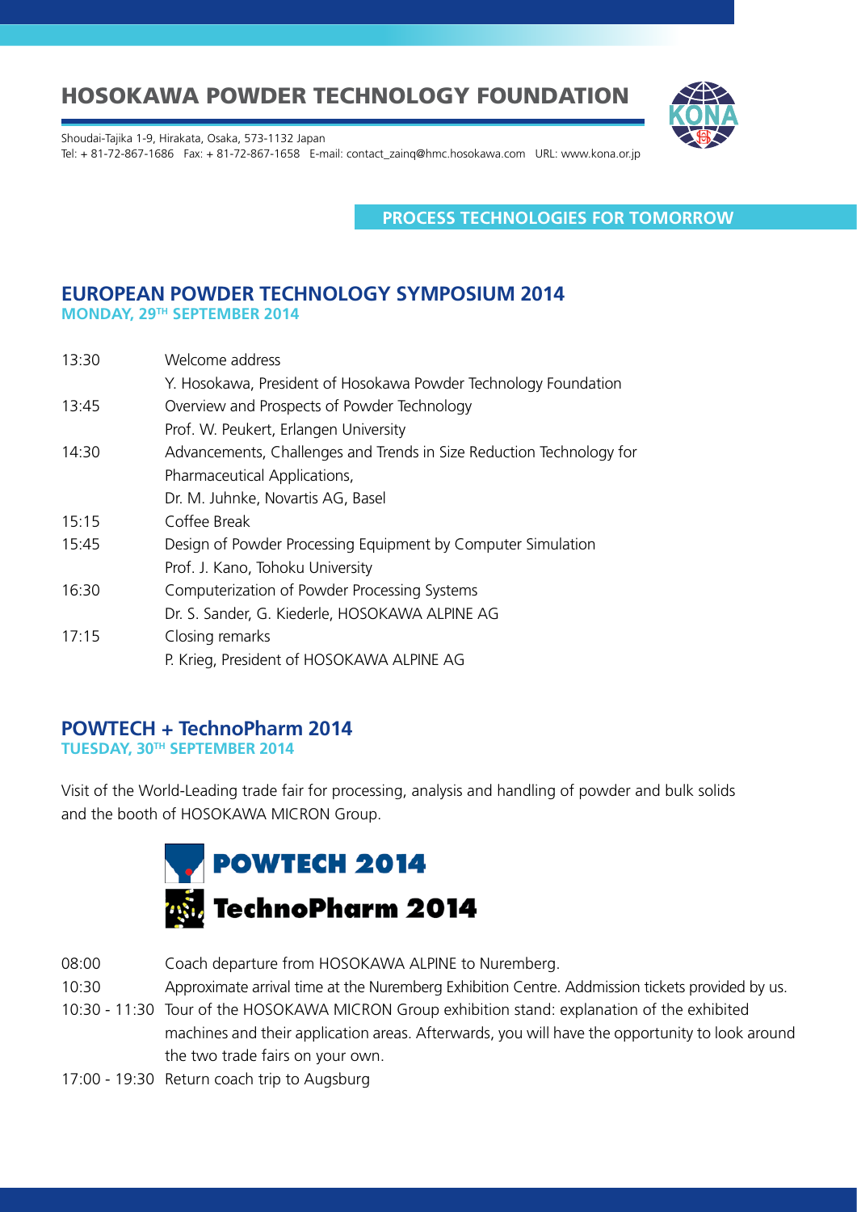# HOSOKAWA POWDER TECHNOLOGY FOUNDATION

Shoudai-Tajika 1-9, Hirakata, Osaka, 573-1132 Japan
Tel: + 81-72-867-1686 Fax: + 81-72-867-1658 E-mail: contact_zainq@hmc.hosokawa.com URL: www.kona.or.jp

**PROCESS TECHNOLOGIES FOR TOMORROW**

## EUROPEAN POWDER TECHNOLOGY SYMPOSIUM 2014

**MONDAY, 29TH SEPTEMBER 2014**

| | |
|---|---|
| 13:30 | Welcome address<br>Y. Hosokawa, President of Hosokawa Powder Technology Foundation |
| 13:45 | Overview and Prospects of Powder Technology<br>Prof. W. Peukert, Erlangen University |
| 14:30 | Advancements, Challenges and Trends in Size Reduction Technology for Pharmaceutical Applications,<br>Dr. M. Juhnke, Novartis AG, Basel |
| 15:15 | Coffee Break |
| 15:45 | Design of Powder Processing Equipment by Computer Simulation<br>Prof. J. Kano, Tohoku University |
| 16:30 | Computerization of Powder Processing Systems<br>Dr. S. Sander, G. Kiederle, HOSOKAWA ALPINE AG |
| 17:15 | Closing remarks<br>P. Krieg, President of HOSOKAWA ALPINE AG |

## POWTECH + TechnoPharm 2014

**TUESDAY, 30TH SEPTEMBER 2014**

Visit of the World-Leading trade fair for processing, analysis and handling of powder and bulk solids and the booth of HOSOKAWA MICRON Group.

**POWTECH 2014**

**TechnoPharm 2014**

| | |
|---|---|
| 08:00 | Coach departure from HOSOKAWA ALPINE to Nuremberg. |
| 10:30 | Approximate arrival time at the Nuremberg Exhibition Centre. Addmission tickets provided by us. |
| 10:30 - 11:30 | Tour of the HOSOKAWA MICRON Group exhibition stand: explanation of the exhibited machines and their application areas. Afterwards, you will have the opportunity to look around the two trade fairs on your own. |
| 17:00 - 19:30 | Return coach trip to Augsburg |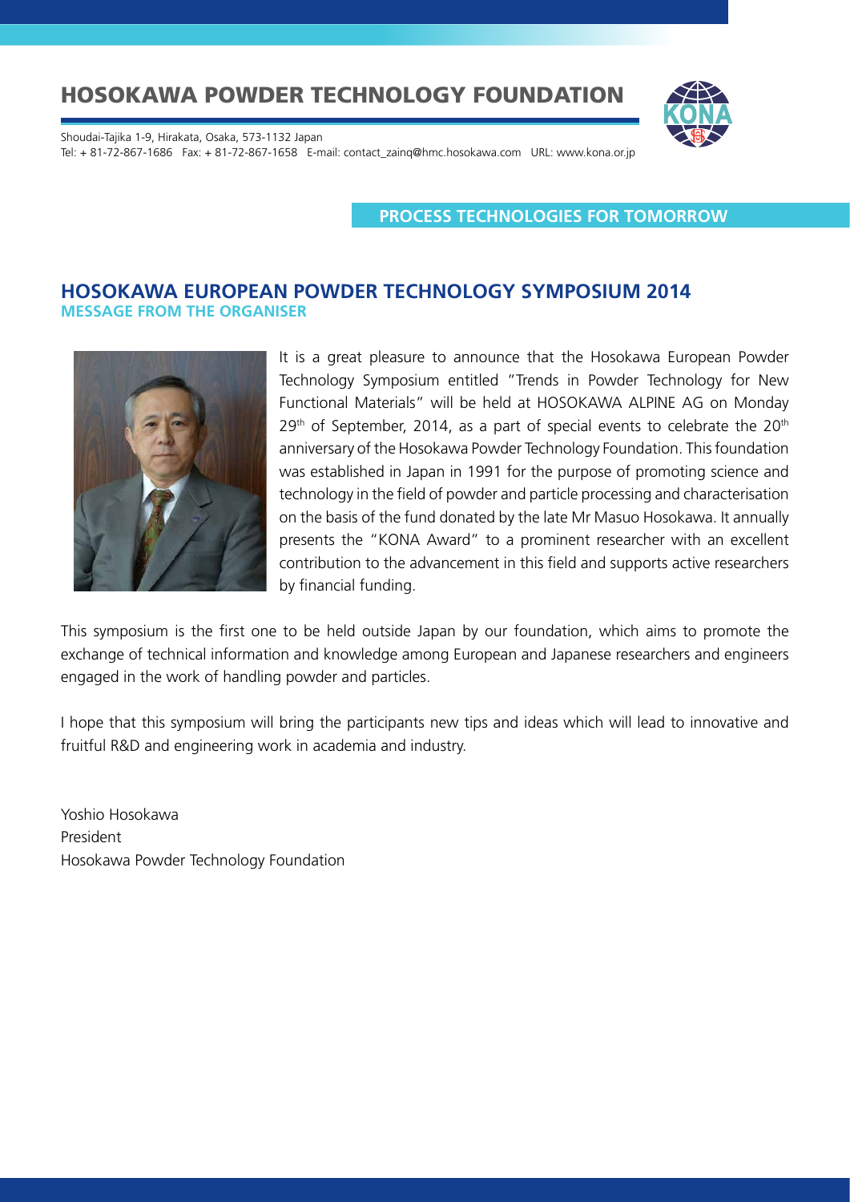# HOSOKAWA POWDER TECHNOLOGY FOUNDATION

Shoudai-Tajika 1-9, Hirakata, Osaka, 573-1132 Japan
Tel: + 81-72-867-1686 Fax: + 81-72-867-1658 E-mail: contact_zainq@hmc.hosokawa.com URL: www.kona.or.jp

**PROCESS TECHNOLOGIES FOR TOMORROW**

## HOSOKAWA EUROPEAN POWDER TECHNOLOGY SYMPOSIUM 2014

**MESSAGE FROM THE ORGANISER**

It is a great pleasure to announce that the Hosokawa European Powder Technology Symposium entitled "Trends in Powder Technology for New Functional Materials" will be held at HOSOKAWA ALPINE AG on Monday 29th of September, 2014, as a part of special events to celebrate the 20th anniversary of the Hosokawa Powder Technology Foundation. This foundation was established in Japan in 1991 for the purpose of promoting science and technology in the field of powder and particle processing and characterisation on the basis of the fund donated by the late Mr Masuo Hosokawa. It annually presents the "KONA Award" to a prominent researcher with an excellent contribution to the advancement in this field and supports active researchers by financial funding.

This symposium is the first one to be held outside Japan by our foundation, which aims to promote the exchange of technical information and knowledge among European and Japanese researchers and engineers engaged in the work of handling powder and particles.

I hope that this symposium will bring the participants new tips and ideas which will lead to innovative and fruitful R&D and engineering work in academia and industry.

Yoshio Hosokawa
President
Hosokawa Powder Technology Foundation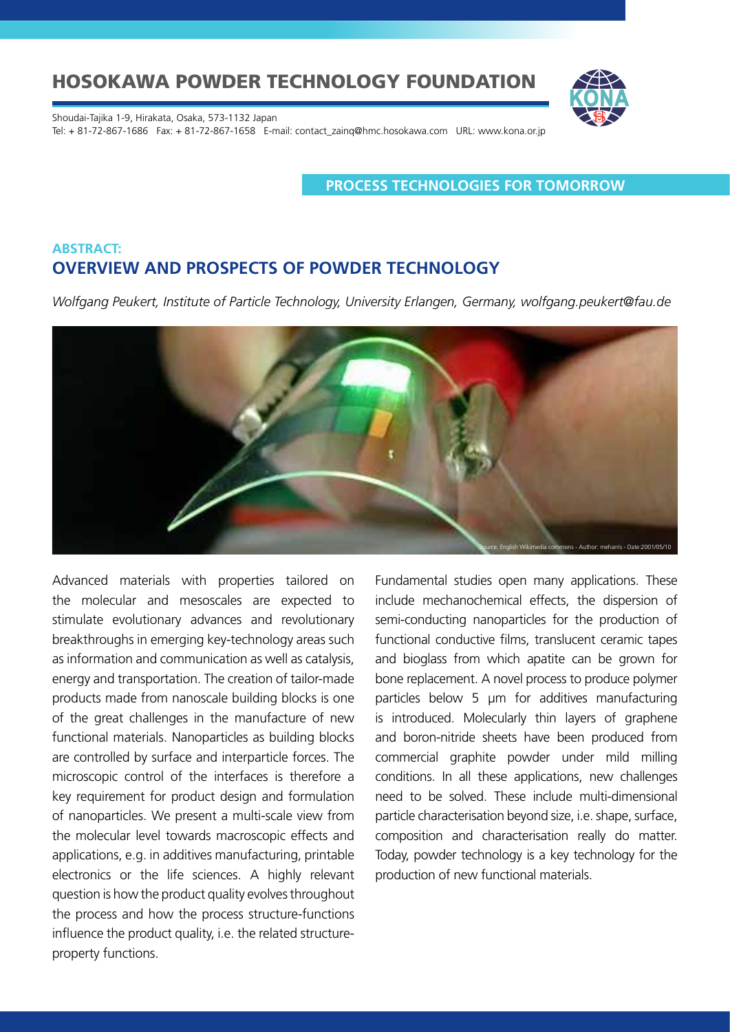# HOSOKAWA POWDER TECHNOLOGY FOUNDATION

Shoudai-Tajika 1-9, Hirakata, Osaka, 573-1132 Japan
Tel: + 81-72-867-1686 Fax: + 81-72-867-1658 E-mail: contact_zainq@hmc.hosokawa.com URL: www.kona.or.jp

**PROCESS TECHNOLOGIES FOR TOMORROW**

**ABSTRACT:**

## OVERVIEW AND PROSPECTS OF POWDER TECHNOLOGY

*Wolfgang Peukert, Institute of Particle Technology, University Erlangen, Germany, wolfgang.peukert@fau.de*

Source: English Wikimedia commons - Author: meharris - Date:2001/05/10

Advanced materials with properties tailored on the molecular and mesoscales are expected to stimulate evolutionary advances and revolutionary breakthroughs in emerging key-technology areas such as information and communication as well as catalysis, energy and transportation. The creation of tailor-made products made from nanoscale building blocks is one of the great challenges in the manufacture of new functional materials. Nanoparticles as building blocks are controlled by surface and interparticle forces. The microscopic control of the interfaces is therefore a key requirement for product design and formulation of nanoparticles. We present a multi-scale view from the molecular level towards macroscopic effects and applications, e.g. in additives manufacturing, printable electronics or the life sciences. A highly relevant question is how the product quality evolves throughout the process and how the process structure-functions influence the product quality, i.e. the related structure-property functions.

Fundamental studies open many applications. These include mechanochemical effects, the dispersion of semi-conducting nanoparticles for the production of functional conductive films, translucent ceramic tapes and bioglass from which apatite can be grown for bone replacement. A novel process to produce polymer particles below 5 μm for additives manufacturing is introduced. Molecularly thin layers of graphene and boron-nitride sheets have been produced from commercial graphite powder under mild milling conditions. In all these applications, new challenges need to be solved. These include multi-dimensional particle characterisation beyond size, i.e. shape, surface, composition and characterisation really do matter. Today, powder technology is a key technology for the production of new functional materials.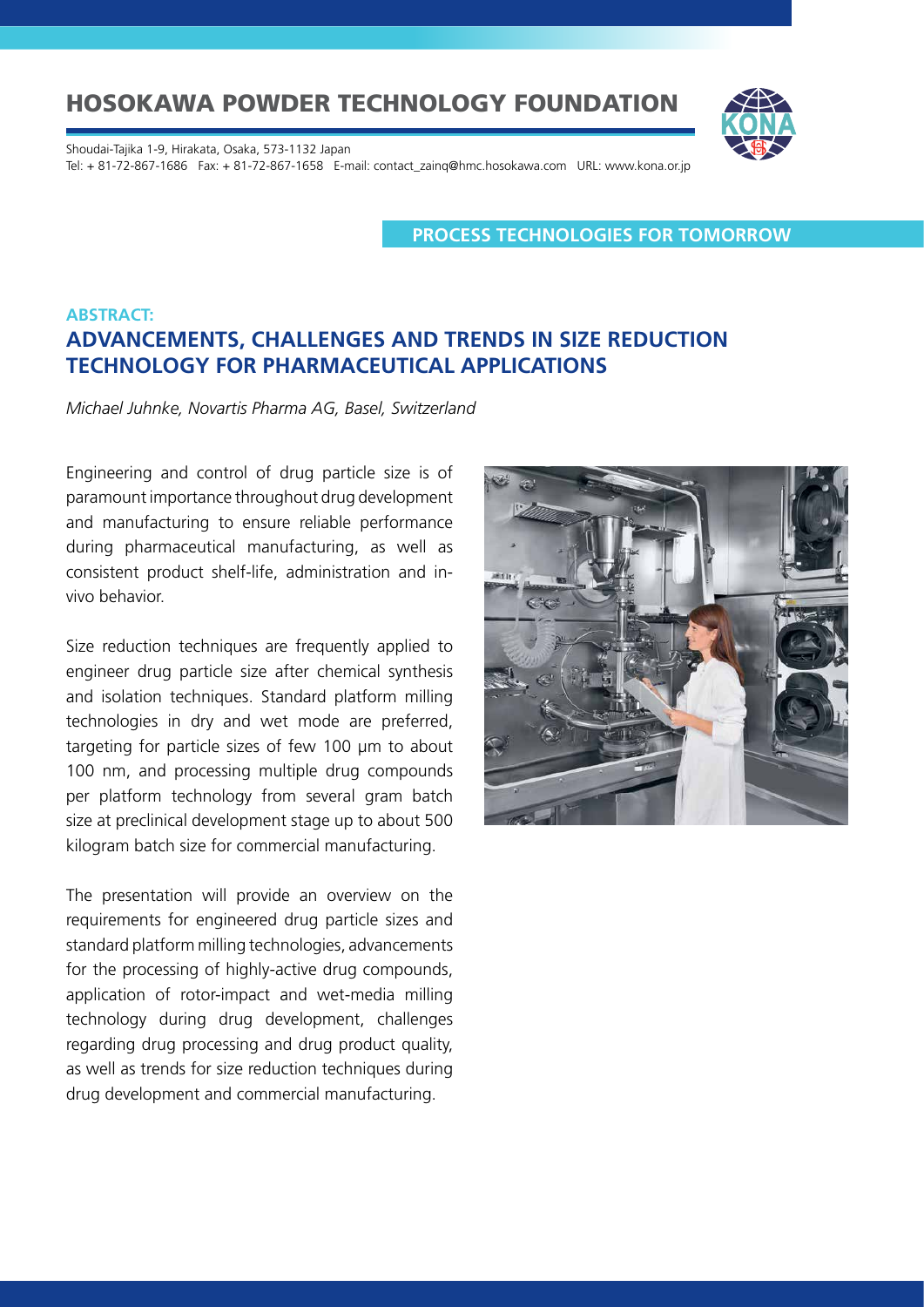# HOSOKAWA POWDER TECHNOLOGY FOUNDATION

Shoudai-Tajika 1-9, Hirakata, Osaka, 573-1132 Japan
Tel: + 81-72-867-1686 Fax: + 81-72-867-1658 E-mail: contact_zainq@hmc.hosokawa.com URL: www.kona.or.jp

**PROCESS TECHNOLOGIES FOR TOMORROW**

**ABSTRACT:**

## ADVANCEMENTS, CHALLENGES AND TRENDS IN SIZE REDUCTION TECHNOLOGY FOR PHARMACEUTICAL APPLICATIONS

*Michael Juhnke, Novartis Pharma AG, Basel, Switzerland*

Engineering and control of drug particle size is of paramount importance throughout drug development and manufacturing to ensure reliable performance during pharmaceutical manufacturing, as well as consistent product shelf-life, administration and in-vivo behavior.

Size reduction techniques are frequently applied to engineer drug particle size after chemical synthesis and isolation techniques. Standard platform milling technologies in dry and wet mode are preferred, targeting for particle sizes of few 100 µm to about 100 nm, and processing multiple drug compounds per platform technology from several gram batch size at preclinical development stage up to about 500 kilogram batch size for commercial manufacturing.

The presentation will provide an overview on the requirements for engineered drug particle sizes and standard platform milling technologies, advancements for the processing of highly-active drug compounds, application of rotor-impact and wet-media milling technology during drug development, challenges regarding drug processing and drug product quality, as well as trends for size reduction techniques during drug development and commercial manufacturing.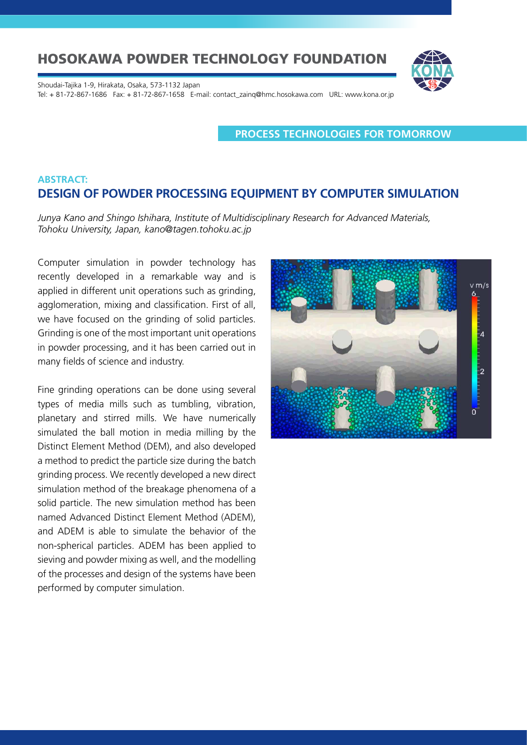# HOSOKAWA POWDER TECHNOLOGY FOUNDATION

Shoudai-Tajika 1-9, Hirakata, Osaka, 573-1132 Japan
Tel: + 81-72-867-1686 Fax: + 81-72-867-1658 E-mail: contact_zainq@hmc.hosokawa.com URL: www.kona.or.jp

**PROCESS TECHNOLOGIES FOR TOMORROW**

**ABSTRACT:**

## DESIGN OF POWDER PROCESSING EQUIPMENT BY COMPUTER SIMULATION

*Junya Kano and Shingo Ishihara, Institute of Multidisciplinary Research for Advanced Materials, Tohoku University, Japan, kano@tagen.tohoku.ac.jp*

Computer simulation in powder technology has recently developed in a remarkable way and is applied in different unit operations such as grinding, agglomeration, mixing and classification. First of all, we have focused on the grinding of solid particles. Grinding is one of the most important unit operations in powder processing, and it has been carried out in many fields of science and industry.

Fine grinding operations can be done using several types of media mills such as tumbling, vibration, planetary and stirred mills. We have numerically simulated the ball motion in media milling by the Distinct Element Method (DEM), and also developed a method to predict the particle size during the batch grinding process. We recently developed a new direct simulation method of the breakage phenomena of a solid particle. The new simulation method has been named Advanced Distinct Element Method (ADEM), and ADEM is able to simulate the behavior of the non-spherical particles. ADEM has been applied to sieving and powder mixing as well, and the modelling of the processes and design of the systems have been performed by computer simulation.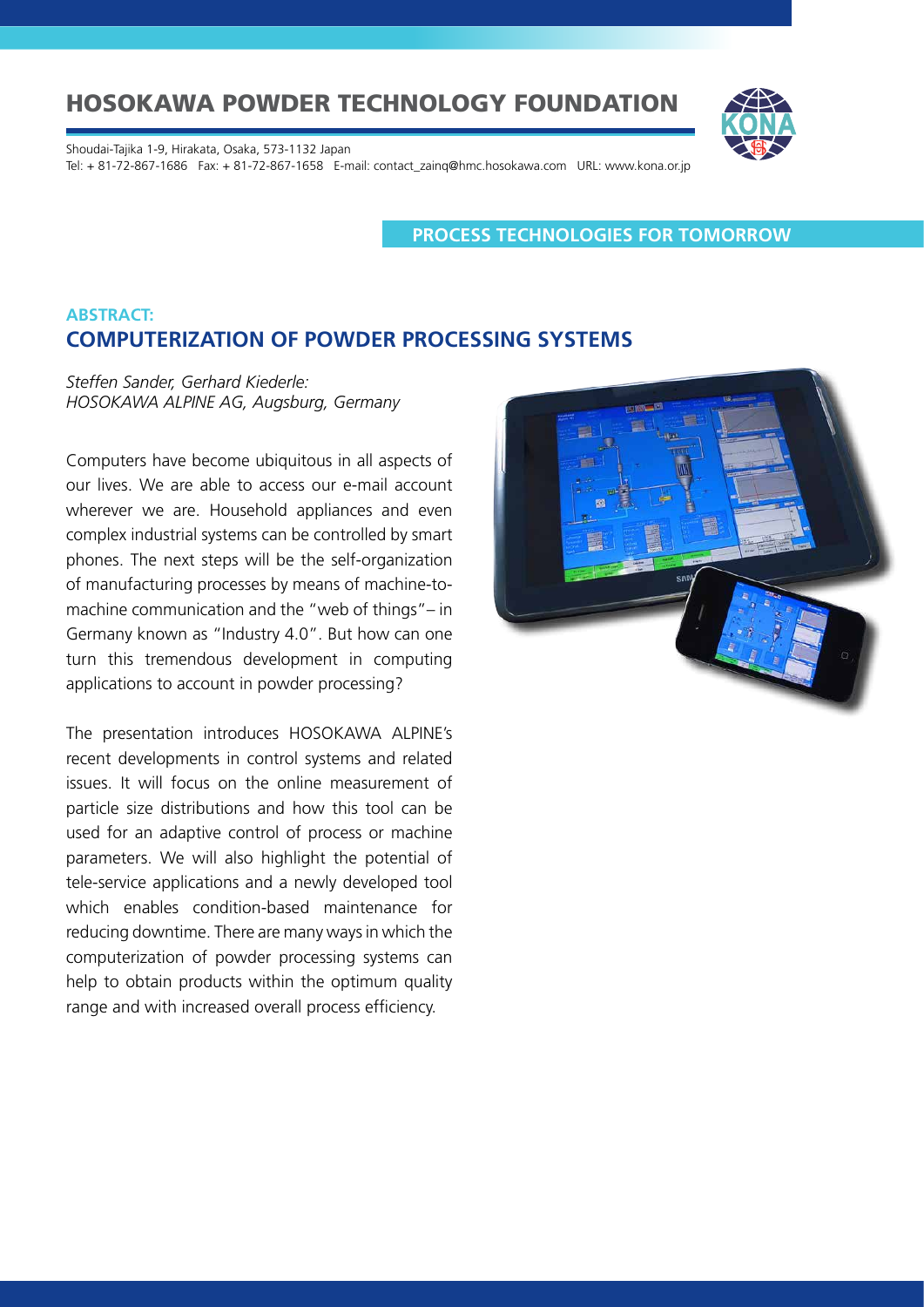# HOSOKAWA POWDER TECHNOLOGY FOUNDATION

Shoudai-Tajika 1-9, Hirakata, Osaka, 573-1132 Japan
Tel: + 81-72-867-1686 Fax: + 81-72-867-1658 E-mail: contact_zainq@hmc.hosokawa.com URL: www.kona.or.jp

**PROCESS TECHNOLOGIES FOR TOMORROW**

### ABSTRACT:

## COMPUTERIZATION OF POWDER PROCESSING SYSTEMS

*Steffen Sander, Gerhard Kiederle:*
*HOSOKAWA ALPINE AG, Augsburg, Germany*

Computers have become ubiquitous in all aspects of our lives. We are able to access our e-mail account wherever we are. Household appliances and even complex industrial systems can be controlled by smart phones. The next steps will be the self-organization of manufacturing processes by means of machine-to-machine communication and the "web of things"– in Germany known as "Industry 4.0". But how can one turn this tremendous development in computing applications to account in powder processing?

The presentation introduces HOSOKAWA ALPINE's recent developments in control systems and related issues. It will focus on the online measurement of particle size distributions and how this tool can be used for an adaptive control of process or machine parameters. We will also highlight the potential of tele-service applications and a newly developed tool which enables condition-based maintenance for reducing downtime. There are many ways in which the computerization of powder processing systems can help to obtain products within the optimum quality range and with increased overall process efficiency.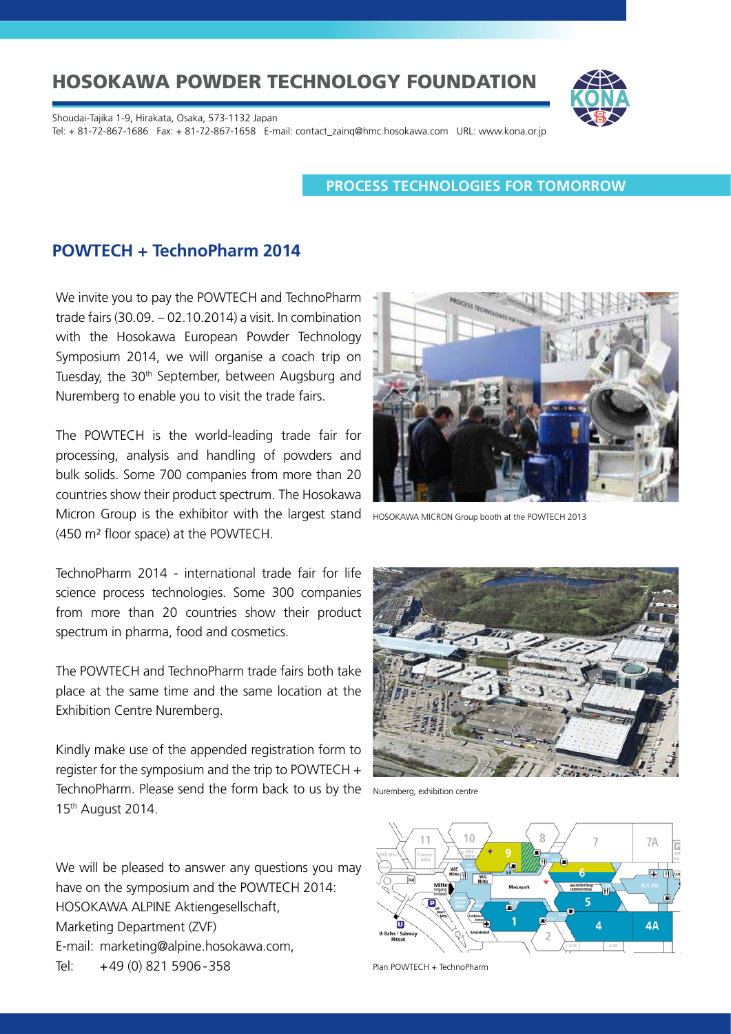## HOSOKAWA POWDER TECHNOLOGY FOUNDATION

Shoudai-Tajika 1-9, Hirakata, Osaka, 573-1132 Japan
Tel: + 81-72-867-1686 Fax: + 81-72-867-1658 E-mail: contact_zainq@hmc.hosokawa.com URL: www.kona.or.jp

**PROCESS TECHNOLOGIES FOR TOMORROW**

## POWTECH + TechnoPharm 2014

We invite you to pay the POWTECH and TechnoPharm trade fairs (30.09. – 02.10.2014) a visit. In combination with the Hosokawa European Powder Technology Symposium 2014, we will organise a coach trip on Tuesday, the 30th September, between Augsburg and Nuremberg to enable you to visit the trade fairs.

The POWTECH is the world-leading trade fair for processing, analysis and handling of powders and bulk solids. Some 700 companies from more than 20 countries show their product spectrum. The Hosokawa Micron Group is the exhibitor with the largest stand (450 m² floor space) at the POWTECH.

TechnoPharm 2014 - international trade fair for life science process technologies. Some 300 companies from more than 20 countries show their product spectrum in pharma, food and cosmetics.

The POWTECH and TechnoPharm trade fairs both take place at the same time and the same location at the Exhibition Centre Nuremberg.

Kindly make use of the appended registration form to register for the symposium and the trip to POWTECH + TechnoPharm. Please send the form back to us by the 15th August 2014.

We will be pleased to answer any questions you may have on the symposium and the POWTECH 2014:
HOSOKAWA ALPINE Aktiengesellschaft,
Marketing Department (ZVF)
E-mail: marketing@alpine.hosokawa.com,
Tel: +49 (0) 821 5906-358

HOSOKAWA MICRON Group booth at the POWTECH 2013

Nuremberg, exhibition centre

Plan POWTECH + TechnoPharm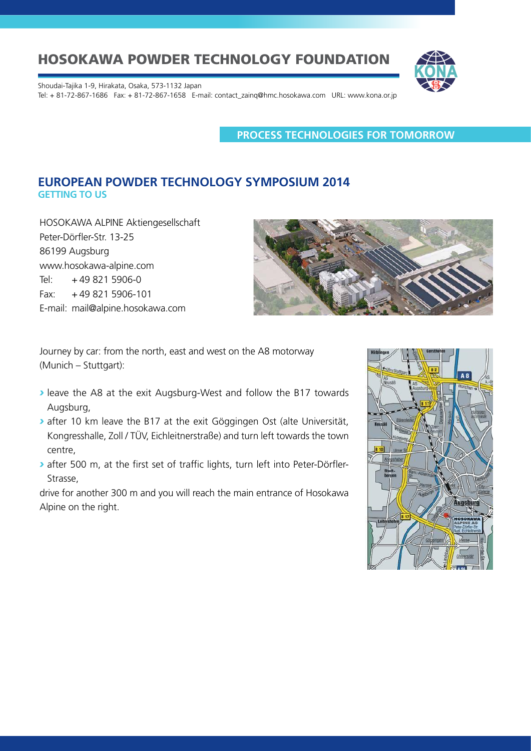# HOSOKAWA POWDER TECHNOLOGY FOUNDATION

Shoudai-Tajika 1-9, Hirakata, Osaka, 573-1132 Japan
Tel: + 81-72-867-1686 Fax: + 81-72-867-1658 E-mail: contact_zainq@hmc.hosokawa.com URL: www.kona.or.jp

**PROCESS TECHNOLOGIES FOR TOMORROW**

## EUROPEAN POWDER TECHNOLOGY SYMPOSIUM 2014

### GETTING TO US

HOSOKAWA ALPINE Aktiengesellschaft
Peter-Dörfler-Str. 13-25
86199 Augsburg
www.hosokawa-alpine.com
Tel: + 49 821 5906-0
Fax: + 49 821 5906-101
E-mail: mail@alpine.hosokawa.com

Journey by car: from the north, east and west on the A8 motorway (Munich – Stuttgart):

- leave the A8 at the exit Augsburg-West and follow the B17 towards Augsburg,
- after 10 km leave the B17 at the exit Göggingen Ost (alte Universität, Kongresshalle, Zoll / TÜV, Eichleitnerstraße) and turn left towards the town centre,
- after 500 m, at the first set of traffic lights, turn left into Peter-Dörfler-Strasse,

drive for another 300 m and you will reach the main entrance of Hosokawa Alpine on the right.